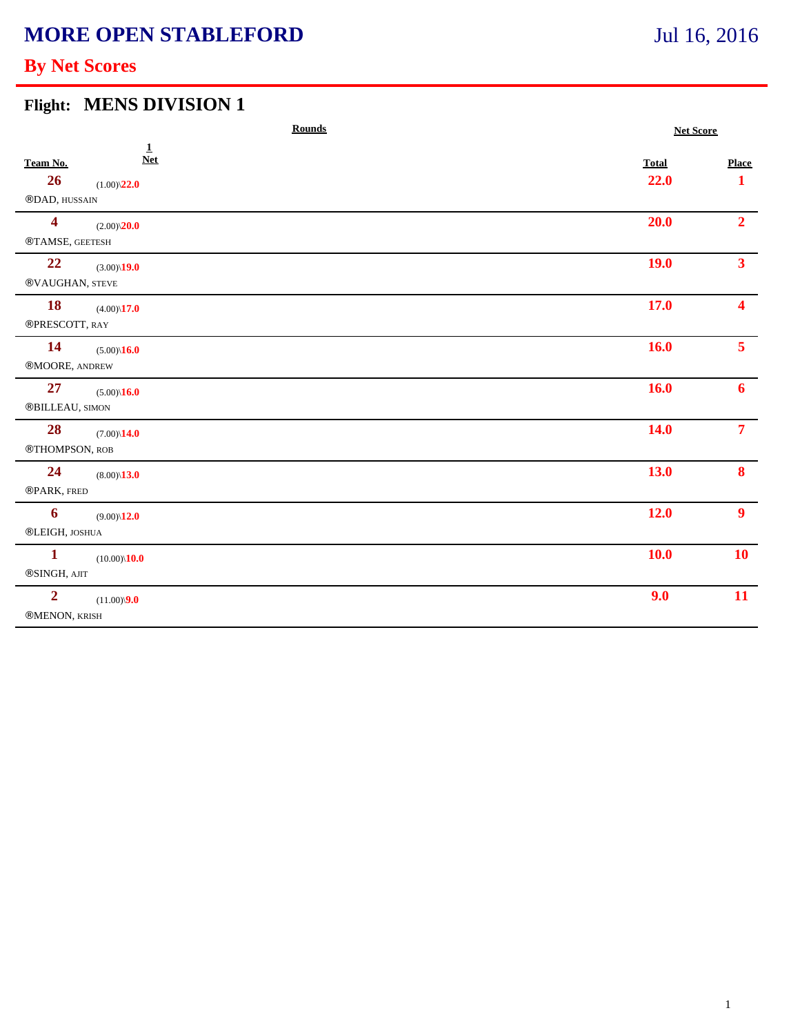# MORE OPEN STABLEFORD

Jul 16, 2016

## By Net Scores

### Flight: MENS DIVISION 1

| Team No. | Rounds 1 Net | Net Score Total | Place |
|---|---|---|---|
| 26 ®DAD, HUSSAIN | (1.00)\22.0 | 22.0 | 1 |
| 4 ®TAMSE, GEETESH | (2.00)\20.0 | 20.0 | 2 |
| 22 ®VAUGHAN, STEVE | (3.00)\19.0 | 19.0 | 3 |
| 18 ®PRESCOTT, RAY | (4.00)\17.0 | 17.0 | 4 |
| 14 ®MOORE, ANDREW | (5.00)\16.0 | 16.0 | 5 |
| 27 ®BILLEAU, SIMON | (5.00)\16.0 | 16.0 | 6 |
| 28 ®THOMPSON, ROB | (7.00)\14.0 | 14.0 | 7 |
| 24 ®PARK, FRED | (8.00)\13.0 | 13.0 | 8 |
| 6 ®LEIGH, JOSHUA | (9.00)\12.0 | 12.0 | 9 |
| 1 ®SINGH, AJIT | (10.00)\10.0 | 10.0 | 10 |
| 2 ®MENON, KRISH | (11.00)\9.0 | 9.0 | 11 |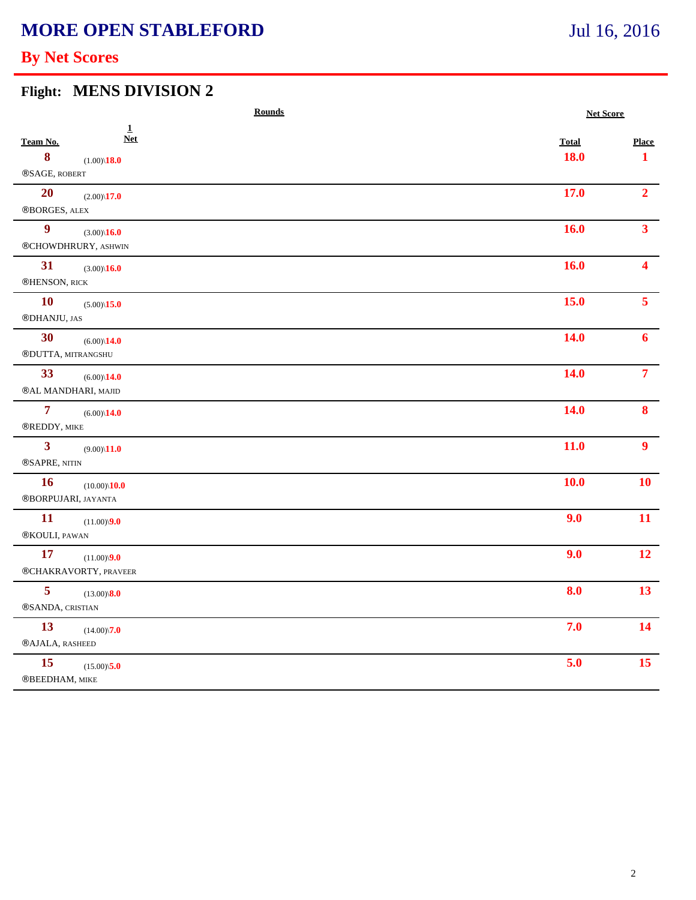# MORE OPEN STABLEFORD

Jul 16, 2016

## By Net Scores

### Flight: MENS DIVISION 2

| Team No. | Rounds 1 Net | Net Score Total | Place |
|---|---|---|---|
| **8** ®SAGE, ROBERT | (1.00)\18.0 | 18.0 | 1 |
| **20** ®BORGES, ALEX | (2.00)\17.0 | 17.0 | 2 |
| **9** ®CHOWDHRURY, ASHWIN | (3.00)\16.0 | 16.0 | 3 |
| **31** ®HENSON, RICK | (3.00)\16.0 | 16.0 | 4 |
| **10** ®DHANJU, JAS | (5.00)\15.0 | 15.0 | 5 |
| **30** ®DUTTA, MITRANGSHU | (6.00)\14.0 | 14.0 | 6 |
| **33** ®AL MANDHARI, MAJID | (6.00)\14.0 | 14.0 | 7 |
| **7** ®REDDY, MIKE | (6.00)\14.0 | 14.0 | 8 |
| **3** ®SAPRE, NITIN | (9.00)\11.0 | 11.0 | 9 |
| **16** ®BORPUJARI, JAYANTA | (10.00)\10.0 | 10.0 | 10 |
| **11** ®KOULI, PAWAN | (11.00)\9.0 | 9.0 | 11 |
| **17** ®CHAKRAVORTY, PRAVEER | (11.00)\9.0 | 9.0 | 12 |
| **5** ®SANDA, CRISTIAN | (13.00)\8.0 | 8.0 | 13 |
| **13** ®AJALA, RASHEED | (14.00)\7.0 | 7.0 | 14 |
| **15** ®BEEDHAM, MIKE | (15.00)\5.0 | 5.0 | 15 |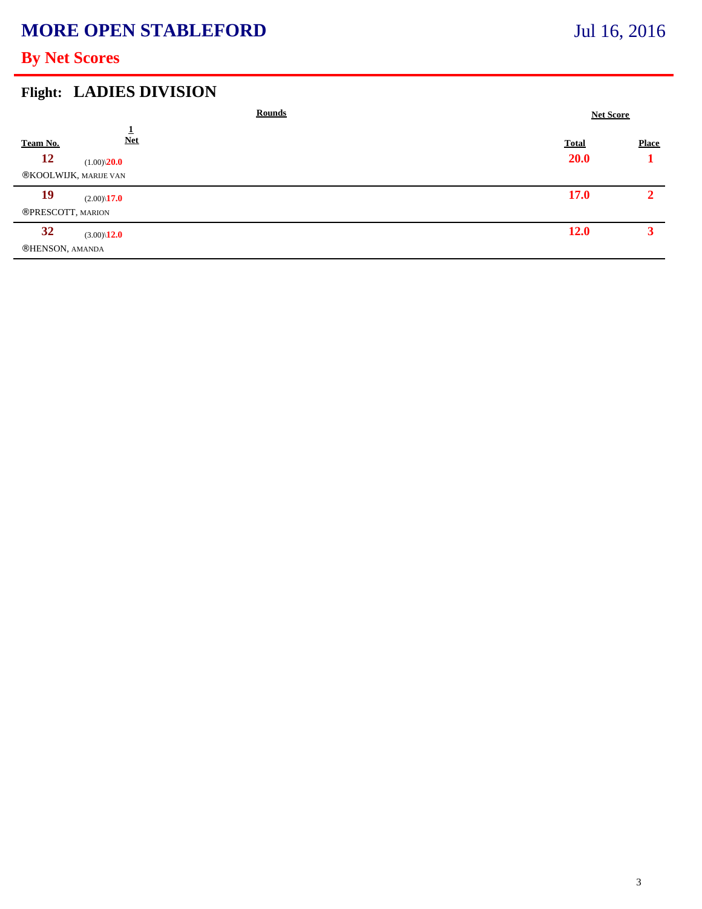# MORE OPEN STABLEFORD

Jul 16, 2016

## By Net Scores

### Flight: LADIES DIVISION

| | Rounds | Net Score | |
|---|---|---|---|
| | 1 | | |
| Team No. | Net | Total | Place |
| 12 | (1.00)\20.0 | 20.0 | 1 |
| ®KOOLWIJK, MARIJE VAN | | | |
| 19 | (2.00)\17.0 | 17.0 | 2 |
| ®PRESCOTT, MARION | | | |
| 32 | (3.00)\12.0 | 12.0 | 3 |
| ®HENSON, AMANDA | | | |